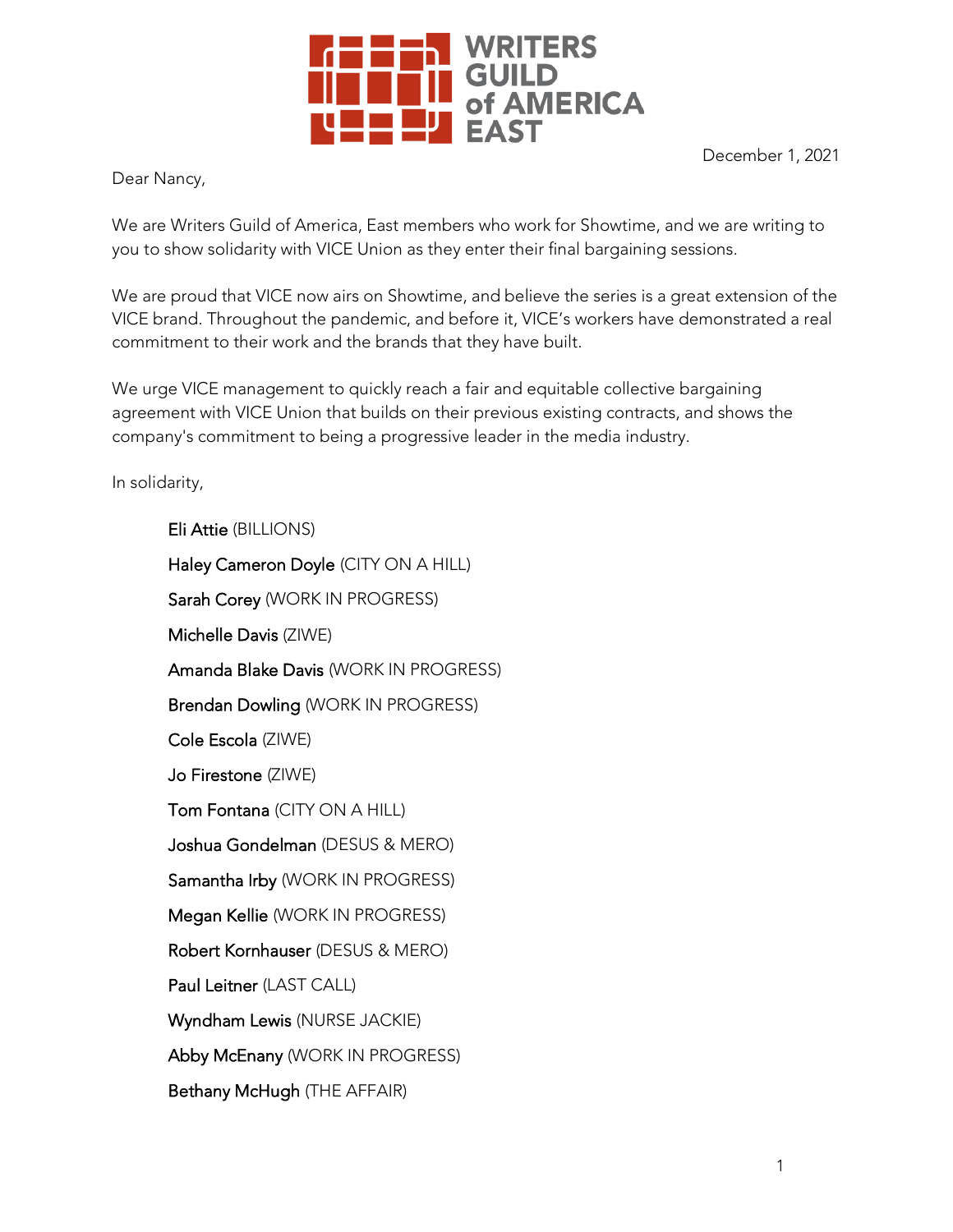WRITERS GUILD of AMERICA EAST

December 1, 2021

Dear Nancy,

We are Writers Guild of America, East members who work for Showtime, and we are writing to you to show solidarity with VICE Union as they enter their final bargaining sessions.

We are proud that VICE now airs on Showtime, and believe the series is a great extension of the VICE brand. Throughout the pandemic, and before it, VICE's workers have demonstrated a real commitment to their work and the brands that they have built.

We urge VICE management to quickly reach a fair and equitable collective bargaining agreement with VICE Union that builds on their previous existing contracts, and shows the company's commitment to being a progressive leader in the media industry.

In solidarity,

Eli Attie (BILLIONS)

Haley Cameron Doyle (CITY ON A HILL)

Sarah Corey (WORK IN PROGRESS)

Michelle Davis (ZIWE)

Amanda Blake Davis (WORK IN PROGRESS)

Brendan Dowling (WORK IN PROGRESS)

Cole Escola (ZIWE)

Jo Firestone (ZIWE)

Tom Fontana (CITY ON A HILL)

Joshua Gondelman (DESUS & MERO)

Samantha Irby (WORK IN PROGRESS)

Megan Kellie (WORK IN PROGRESS)

Robert Kornhauser (DESUS & MERO)

Paul Leitner (LAST CALL)

Wyndham Lewis (NURSE JACKIE)

Abby McEnany (WORK IN PROGRESS)

Bethany McHugh (THE AFFAIR)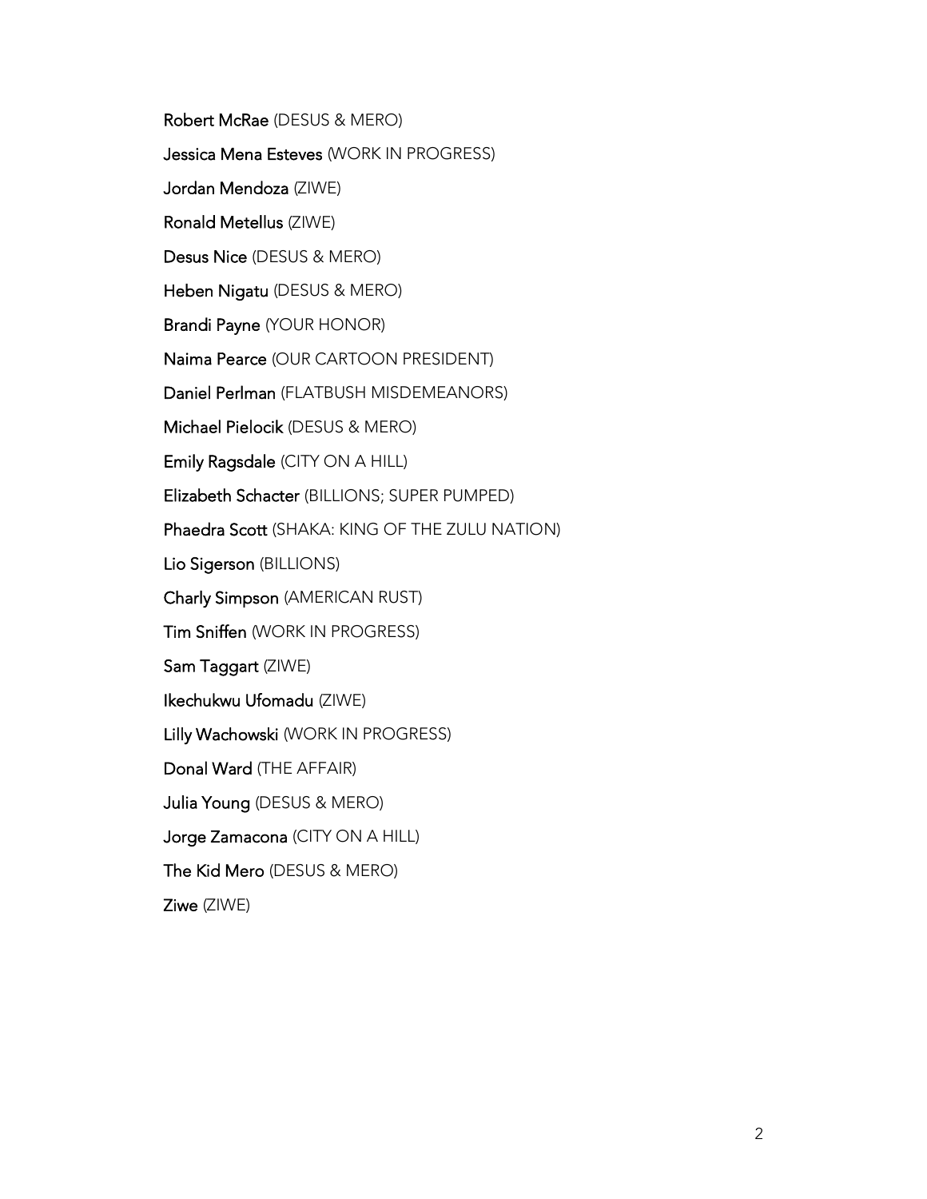**Robert McRae** (DESUS & MERO)

**Jessica Mena Esteves** (WORK IN PROGRESS)

**Jordan Mendoza** (ZIWE)

**Ronald Metellus** (ZIWE)

**Desus Nice** (DESUS & MERO)

**Heben Nigatu** (DESUS & MERO)

**Brandi Payne** (YOUR HONOR)

**Naima Pearce** (OUR CARTOON PRESIDENT)

**Daniel Perlman** (FLATBUSH MISDEMEANORS)

**Michael Pielocik** (DESUS & MERO)

**Emily Ragsdale** (CITY ON A HILL)

**Elizabeth Schacter** (BILLIONS; SUPER PUMPED)

**Phaedra Scott** (SHAKA: KING OF THE ZULU NATION)

**Lio Sigerson** (BILLIONS)

**Charly Simpson** (AMERICAN RUST)

**Tim Sniffen** (WORK IN PROGRESS)

**Sam Taggart** (ZIWE)

**Ikechukwu Ufomadu** (ZIWE)

**Lilly Wachowski** (WORK IN PROGRESS)

**Donal Ward** (THE AFFAIR)

**Julia Young** (DESUS & MERO)

**Jorge Zamacona** (CITY ON A HILL)

**The Kid Mero** (DESUS & MERO)

**Ziwe** (ZIWE)